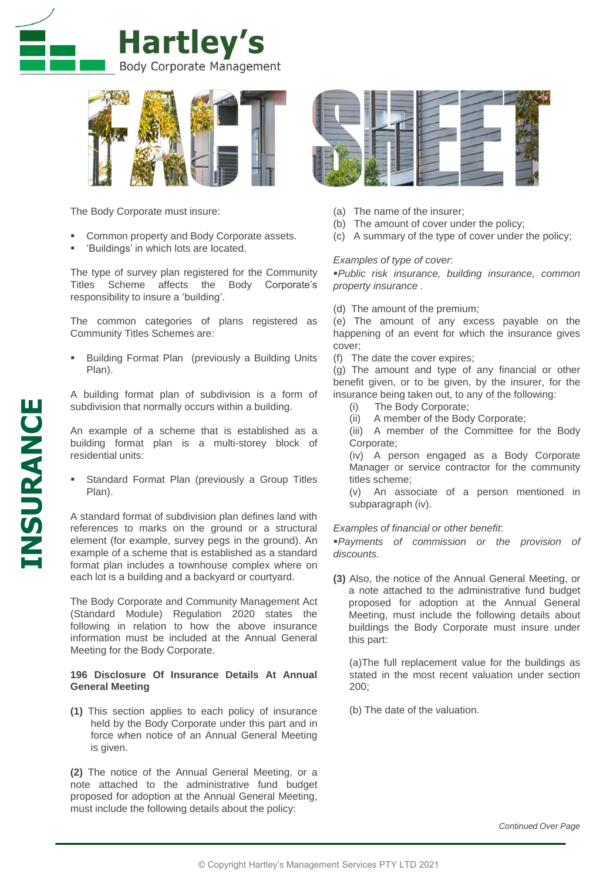# Hartley's

Body Corporate Management

# FACT SHEET

## INSURANCE

The Body Corporate must insure:

- Common property and Body Corporate assets.
- 'Buildings' in which lots are located.

The type of survey plan registered for the Community Titles Scheme affects the Body Corporate's responsibility to insure a 'building'.

The common categories of plans registered as Community Titles Schemes are:

- Building Format Plan (previously a Building Units Plan).

A building format plan of subdivision is a form of subdivision that normally occurs within a building.

An example of a scheme that is established as a building format plan is a multi-storey block of residential units:

- Standard Format Plan (previously a Group Titles Plan).

A standard format of subdivision plan defines land with references to marks on the ground or a structural element (for example, survey pegs in the ground). An example of a scheme that is established as a standard format plan includes a townhouse complex where on each lot is a building and a backyard or courtyard.

The Body Corporate and Community Management Act (Standard Module) Regulation 2020 states the following in relation to how the above insurance information must be included at the Annual General Meeting for the Body Corporate.

**196 Disclosure Of Insurance Details At Annual General Meeting**

**(1)** This section applies to each policy of insurance held by the Body Corporate under this part and in force when notice of an Annual General Meeting is given.

**(2)** The notice of the Annual General Meeting, or a note attached to the administrative fund budget proposed for adoption at the Annual General Meeting, must include the following details about the policy:

(a) The name of the insurer;
(b) The amount of cover under the policy;
(c) A summary of the type of cover under the policy;

*Examples of type of cover*:
▪*Public risk insurance, building insurance, common property insurance* .

(d) The amount of the premium;
(e) The amount of any excess payable on the happening of an event for which the insurance gives cover;
(f) The date the cover expires;
(g) The amount and type of any financial or other benefit given, or to be given, by the insurer, for the insurance being taken out, to any of the following:

(i) The Body Corporate;
(ii) A member of the Body Corporate;
(iii) A member of the Committee for the Body Corporate;
(iv) A person engaged as a Body Corporate Manager or service contractor for the community titles scheme;
(v) An associate of a person mentioned in subparagraph (iv).

*Examples of financial or other benefit*:
▪*Payments of commission or the provision of discounts.*

**(3)** Also, the notice of the Annual General Meeting, or a note attached to the administrative fund budget proposed for adoption at the Annual General Meeting, must include the following details about buildings the Body Corporate must insure under this part:

(a)The full replacement value for the buildings as stated in the most recent valuation under section 200;

(b) The date of the valuation.

*Continued Over Page*

© Copyright Hartley's Management Services PTY LTD 2021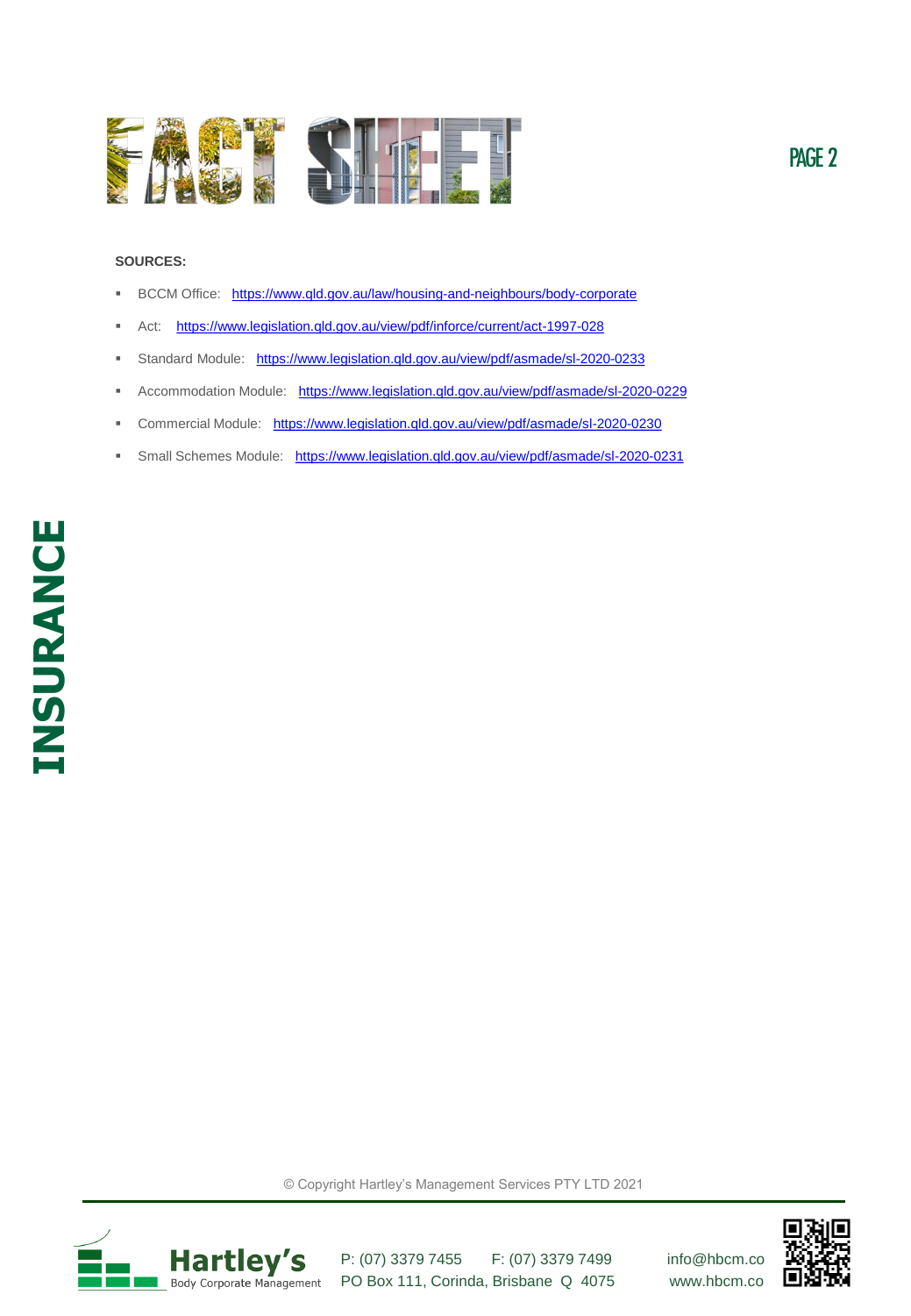**SOURCES:**

- BCCM Office: https://www.qld.gov.au/law/housing-and-neighbours/body-corporate
- Act: https://www.legislation.qld.gov.au/view/pdf/inforce/current/act-1997-028
- Standard Module: https://www.legislation.qld.gov.au/view/pdf/asmade/sl-2020-0233
- Accommodation Module: https://www.legislation.qld.gov.au/view/pdf/asmade/sl-2020-0229
- Commercial Module: https://www.legislation.qld.gov.au/view/pdf/asmade/sl-2020-0230
- Small Schemes Module: https://www.legislation.qld.gov.au/view/pdf/asmade/sl-2020-0231